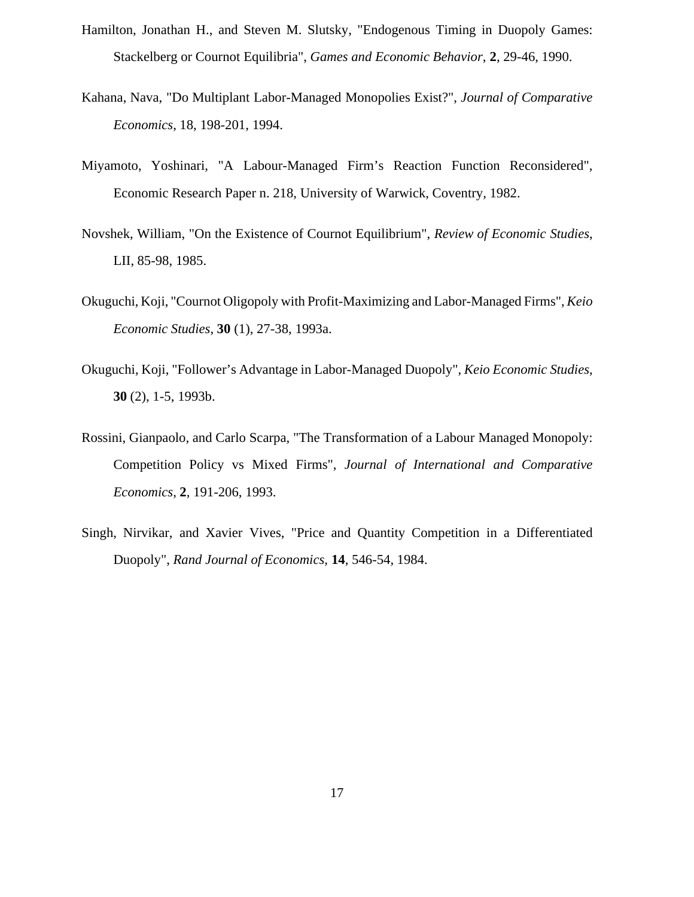Hamilton, Jonathan H., and Steven M. Slutsky, "Endogenous Timing in Duopoly Games: Stackelberg or Cournot Equilibria", *Games and Economic Behavior*, **2**, 29-46, 1990.

Kahana, Nava, "Do Multiplant Labor-Managed Monopolies Exist?", *Journal of Comparative Economics*, 18, 198-201, 1994.

Miyamoto, Yoshinari, "A Labour-Managed Firm's Reaction Function Reconsidered", Economic Research Paper n. 218, University of Warwick, Coventry, 1982.

Novshek, William, "On the Existence of Cournot Equilibrium", *Review of Economic Studies*, LII, 85-98, 1985.

Okuguchi, Koji, "Cournot Oligopoly with Profit-Maximizing and Labor-Managed Firms", *Keio Economic Studies*, **30** (1), 27-38, 1993a.

Okuguchi, Koji, "Follower's Advantage in Labor-Managed Duopoly", *Keio Economic Studies*, **30** (2), 1-5, 1993b.

Rossini, Gianpaolo, and Carlo Scarpa, "The Transformation of a Labour Managed Monopoly: Competition Policy vs Mixed Firms", *Journal of International and Comparative Economics*, **2**, 191-206, 1993.

Singh, Nirvikar, and Xavier Vives, "Price and Quantity Competition in a Differentiated Duopoly", *Rand Journal of Economics*, **14**, 546-54, 1984.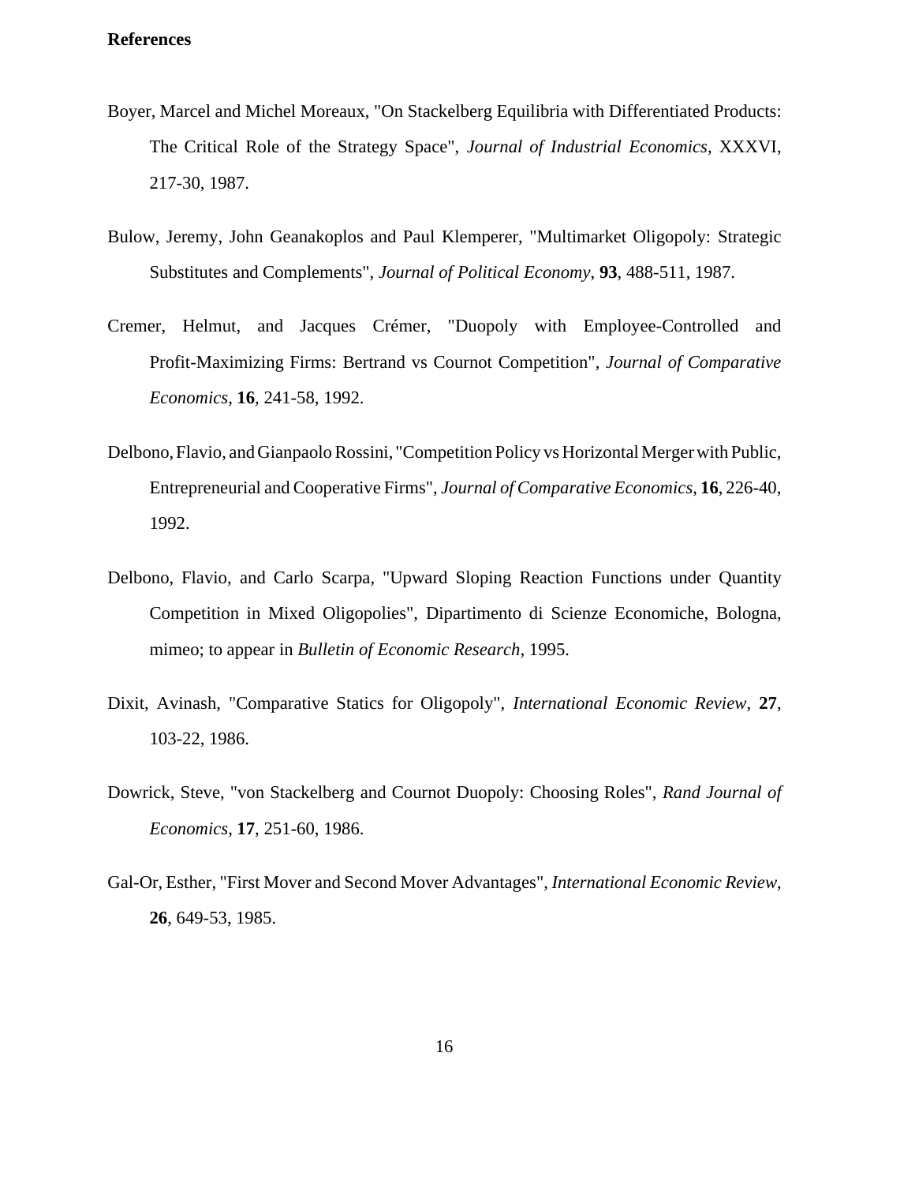**References**

Boyer, Marcel and Michel Moreaux, "On Stackelberg Equilibria with Differentiated Products: The Critical Role of the Strategy Space", *Journal of Industrial Economics*, XXXVI, 217-30, 1987.

Bulow, Jeremy, John Geanakoplos and Paul Klemperer, "Multimarket Oligopoly: Strategic Substitutes and Complements", *Journal of Political Economy*, **93**, 488-511, 1987.

Cremer, Helmut, and Jacques Crémer, "Duopoly with Employee-Controlled and Profit-Maximizing Firms: Bertrand vs Cournot Competition", *Journal of Comparative Economics*, **16**, 241-58, 1992.

Delbono, Flavio, and Gianpaolo Rossini, "Competition Policy vs Horizontal Merger with Public, Entrepreneurial and Cooperative Firms", *Journal of Comparative Economics*, **16**, 226-40, 1992.

Delbono, Flavio, and Carlo Scarpa, "Upward Sloping Reaction Functions under Quantity Competition in Mixed Oligopolies", Dipartimento di Scienze Economiche, Bologna, mimeo; to appear in *Bulletin of Economic Research*, 1995.

Dixit, Avinash, "Comparative Statics for Oligopoly", *International Economic Review*, **27**, 103-22, 1986.

Dowrick, Steve, "von Stackelberg and Cournot Duopoly: Choosing Roles", *Rand Journal of Economics*, **17**, 251-60, 1986.

Gal-Or, Esther, "First Mover and Second Mover Advantages", *International Economic Review*, **26**, 649-53, 1985.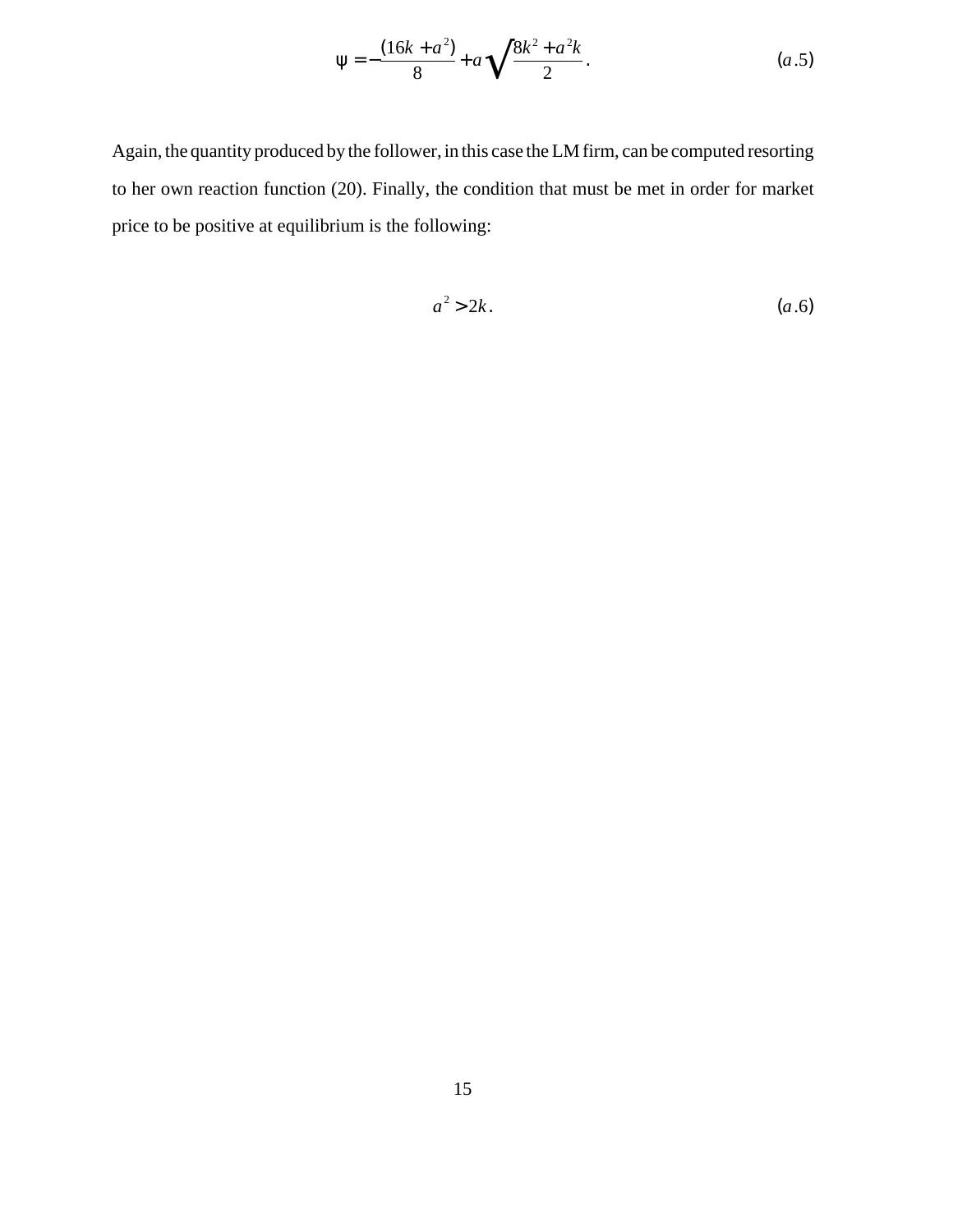$$\psi = -\frac{(16k + a^2)}{8} + a\sqrt{\frac{8k^2 + a^2 k}{2}}. \qquad (a.5)$$

Again, the quantity produced by the follower, in this case the LM firm, can be computed resorting to her own reaction function (20). Finally, the condition that must be met in order for market price to be positive at equilibrium is the following:

$$a^2 > 2k. \qquad (a.6)$$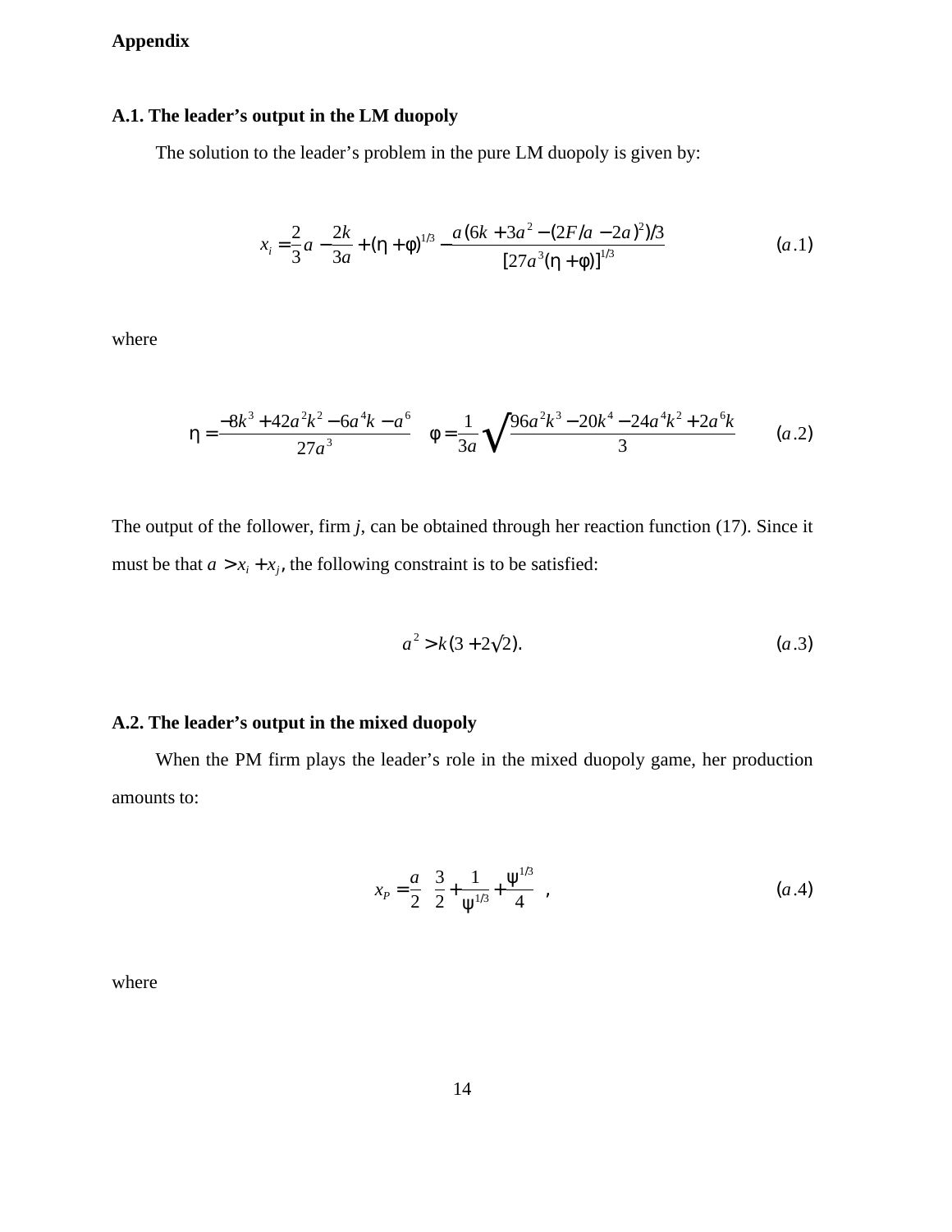**Appendix**

**A.1. The leader's output in the LM duopoly**

The solution to the leader's problem in the pure LM duopoly is given by:

$$x_i = \frac{2}{3}a - \frac{2k}{3a} + (\eta + \phi)^{1/3} - \frac{a\left(6k + 3a^2 - (2F/a - 2a)^2\right)/3}{[27a^3(\eta + \phi)]^{1/3}} \qquad (a.1)$$

where

$$\eta = \frac{-8k^3 + 42a^2k^2 - 6a^4k - a^6}{27a^3} \quad \phi = \frac{1}{3a}\sqrt{\frac{96a^2k^3 - 20k^4 - 24a^4k^2 + 2a^6k}{3}} \qquad (a.2)$$

The output of the follower, firm $j$, can be obtained through her reaction function (17). Since it must be that $a > x_i + x_j$, the following constraint is to be satisfied:

$$a^2 > k(3 + 2\sqrt{2}). \qquad (a.3)$$

**A.2. The leader's output in the mixed duopoly**

When the PM firm plays the leader's role in the mixed duopoly game, her production amounts to:

$$x_P = \frac{a}{2}\left(\frac{3}{2} + \frac{1}{\psi^{1/3}} + \frac{\psi^{1/3}}{4}\right), \qquad (a.4)$$

where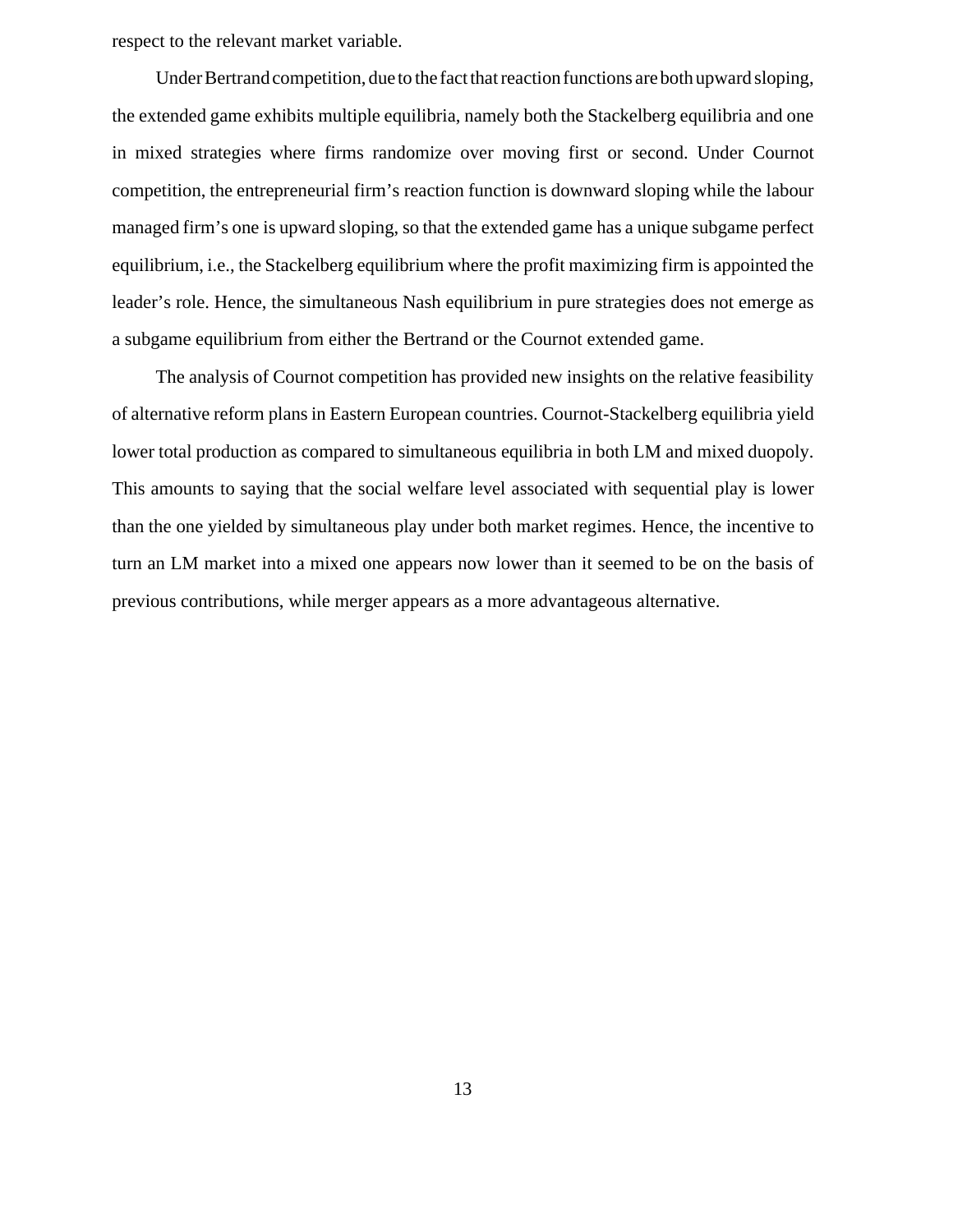respect to the relevant market variable.

Under Bertrand competition, due to the fact that reaction functions are both upward sloping, the extended game exhibits multiple equilibria, namely both the Stackelberg equilibria and one in mixed strategies where firms randomize over moving first or second. Under Cournot competition, the entrepreneurial firm's reaction function is downward sloping while the labour managed firm's one is upward sloping, so that the extended game has a unique subgame perfect equilibrium, i.e., the Stackelberg equilibrium where the profit maximizing firm is appointed the leader's role. Hence, the simultaneous Nash equilibrium in pure strategies does not emerge as a subgame equilibrium from either the Bertrand or the Cournot extended game.

The analysis of Cournot competition has provided new insights on the relative feasibility of alternative reform plans in Eastern European countries. Cournot-Stackelberg equilibria yield lower total production as compared to simultaneous equilibria in both LM and mixed duopoly. This amounts to saying that the social welfare level associated with sequential play is lower than the one yielded by simultaneous play under both market regimes. Hence, the incentive to turn an LM market into a mixed one appears now lower than it seemed to be on the basis of previous contributions, while merger appears as a more advantageous alternative.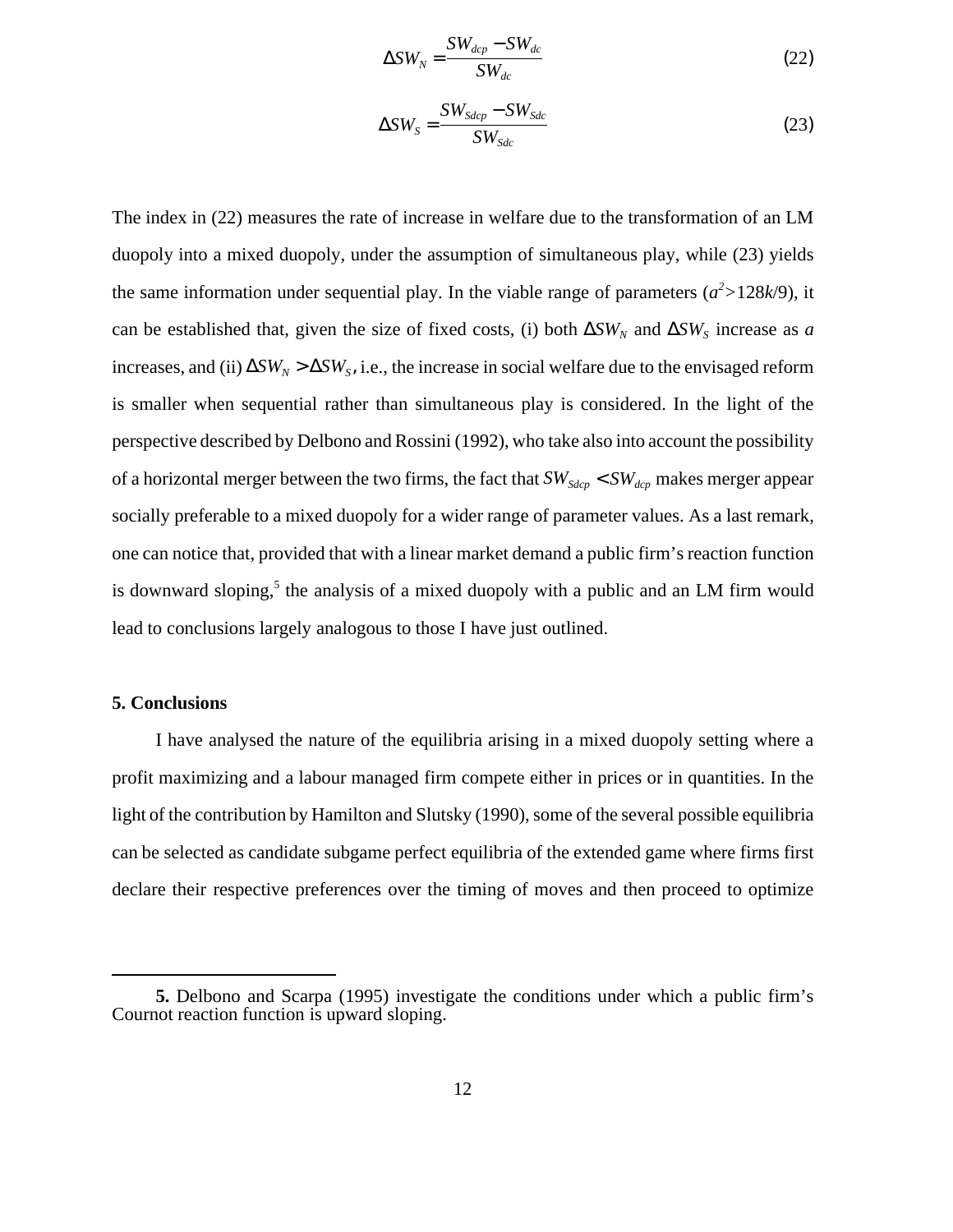$$\Delta SW_N = \frac{SW_{dcp} - SW_{dc}}{SW_{dc}} \tag{22}$$

$$\Delta SW_S = \frac{SW_{Sdcp} - SW_{Sdc}}{SW_{Sdc}} \tag{23}$$

The index in (22) measures the rate of increase in welfare due to the transformation of an LM duopoly into a mixed duopoly, under the assumption of simultaneous play, while (23) yields the same information under sequential play. In the viable range of parameters ($a^2 > 128k/9$), it can be established that, given the size of fixed costs, (i) both $\Delta SW_N$ and $\Delta SW_S$ increase as $a$ increases, and (ii) $\Delta SW_N > \Delta SW_S$, i.e., the increase in social welfare due to the envisaged reform is smaller when sequential rather than simultaneous play is considered. In the light of the perspective described by Delbono and Rossini (1992), who take also into account the possibility of a horizontal merger between the two firms, the fact that $SW_{Sdcp} < SW_{dcp}$ makes merger appear socially preferable to a mixed duopoly for a wider range of parameter values. As a last remark, one can notice that, provided that with a linear market demand a public firm's reaction function is downward sloping,[5] the analysis of a mixed duopoly with a public and an LM firm would lead to conclusions largely analogous to those I have just outlined.

## 5. Conclusions

I have analysed the nature of the equilibria arising in a mixed duopoly setting where a profit maximizing and a labour managed firm compete either in prices or in quantities. In the light of the contribution by Hamilton and Slutsky (1990), some of the several possible equilibria can be selected as candidate subgame perfect equilibria of the extended game where firms first declare their respective preferences over the timing of moves and then proceed to optimize

---

**5.** Delbono and Scarpa (1995) investigate the conditions under which a public firm's Cournot reaction function is upward sloping.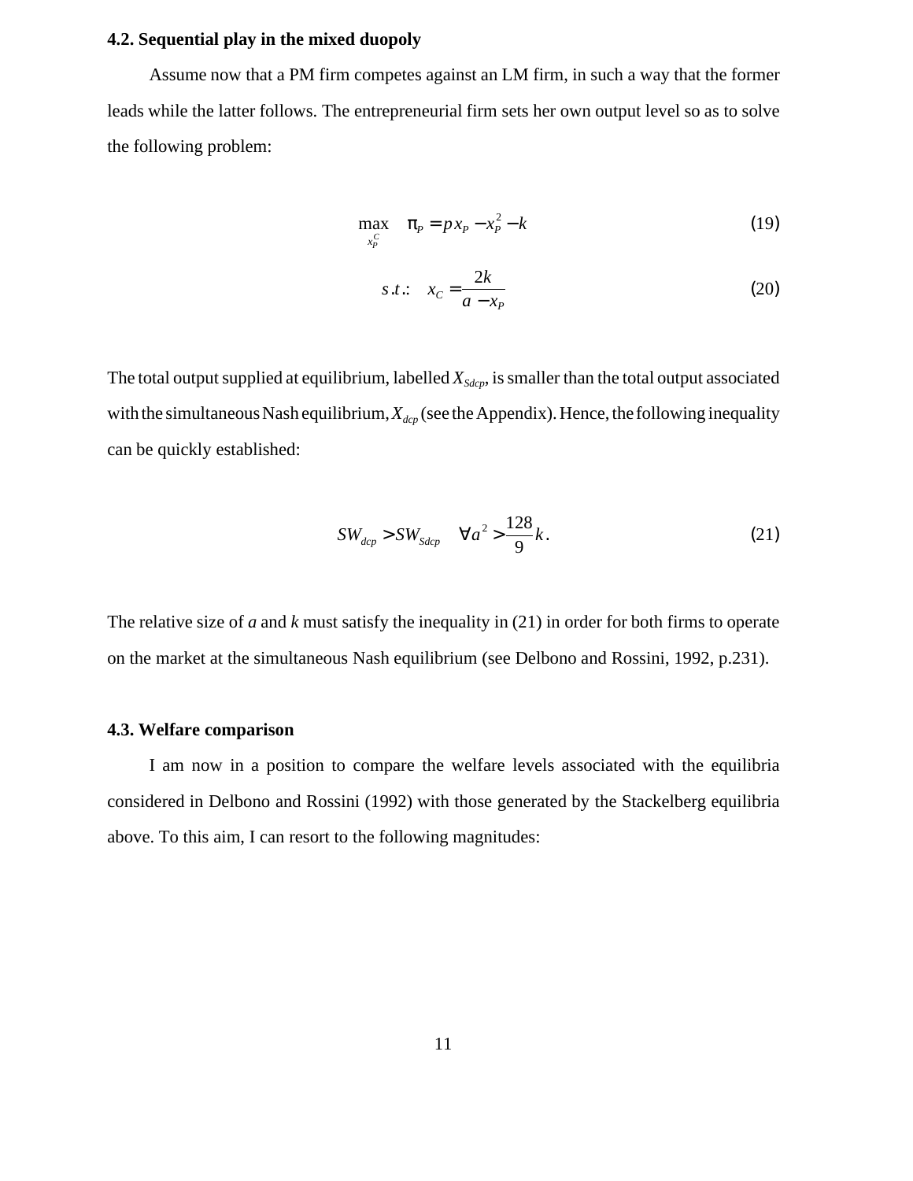### 4.2. Sequential play in the mixed duopoly

Assume now that a PM firm competes against an LM firm, in such a way that the former leads while the latter follows. The entrepreneurial firm sets her own output level so as to solve the following problem:

$$\max_{x_P^C} \quad \pi_P = p x_P - x_P^2 - k \tag{19}$$

$$s.t.: \quad x_C = \frac{2k}{a - x_P} \tag{20}$$

The total output supplied at equilibrium, labelled $X_{Sdcp}$, is smaller than the total output associated with the simultaneous Nash equilibrium, $X_{dcp}$ (see the Appendix). Hence, the following inequality can be quickly established:

$$SW_{dcp} > SW_{Sdcp} \quad \forall a^2 > \frac{128}{9} k. \tag{21}$$

The relative size of *a* and *k* must satisfy the inequality in (21) in order for both firms to operate on the market at the simultaneous Nash equilibrium (see Delbono and Rossini, 1992, p.231).

### 4.3. Welfare comparison

I am now in a position to compare the welfare levels associated with the equilibria considered in Delbono and Rossini (1992) with those generated by the Stackelberg equilibria above. To this aim, I can resort to the following magnitudes: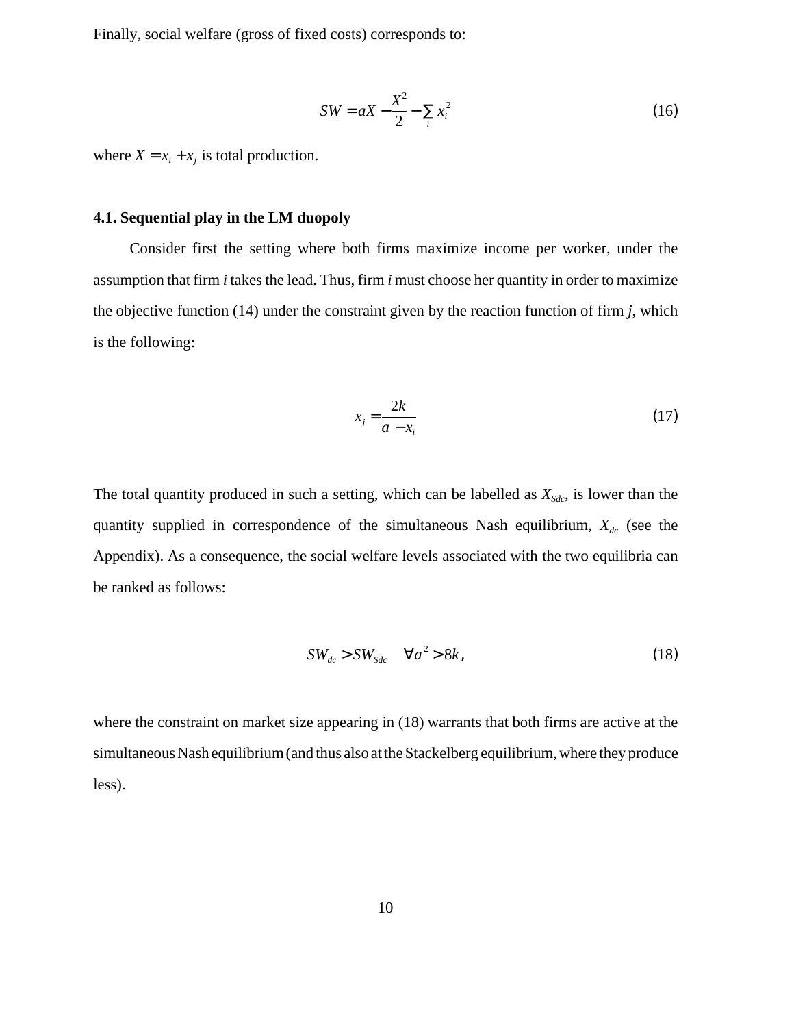Finally, social welfare (gross of fixed costs) corresponds to:

$$SW = aX - \frac{X^2}{2} - \sum_i x_i^2 \tag{16}$$

where $X = x_i + x_j$ is total production.

### 4.1. Sequential play in the LM duopoly

Consider first the setting where both firms maximize income per worker, under the assumption that firm *i* takes the lead. Thus, firm *i* must choose her quantity in order to maximize the objective function (14) under the constraint given by the reaction function of firm *j*, which is the following:

$$x_j = \frac{2k}{a - x_i} \tag{17}$$

The total quantity produced in such a setting, which can be labelled as $X_{Sdc}$, is lower than the quantity supplied in correspondence of the simultaneous Nash equilibrium, $X_{dc}$ (see the Appendix). As a consequence, the social welfare levels associated with the two equilibria can be ranked as follows:

$$SW_{dc} > SW_{Sdc} \quad \forall a^2 > 8k, \tag{18}$$

where the constraint on market size appearing in (18) warrants that both firms are active at the simultaneous Nash equilibrium (and thus also at the Stackelberg equilibrium, where they produce less).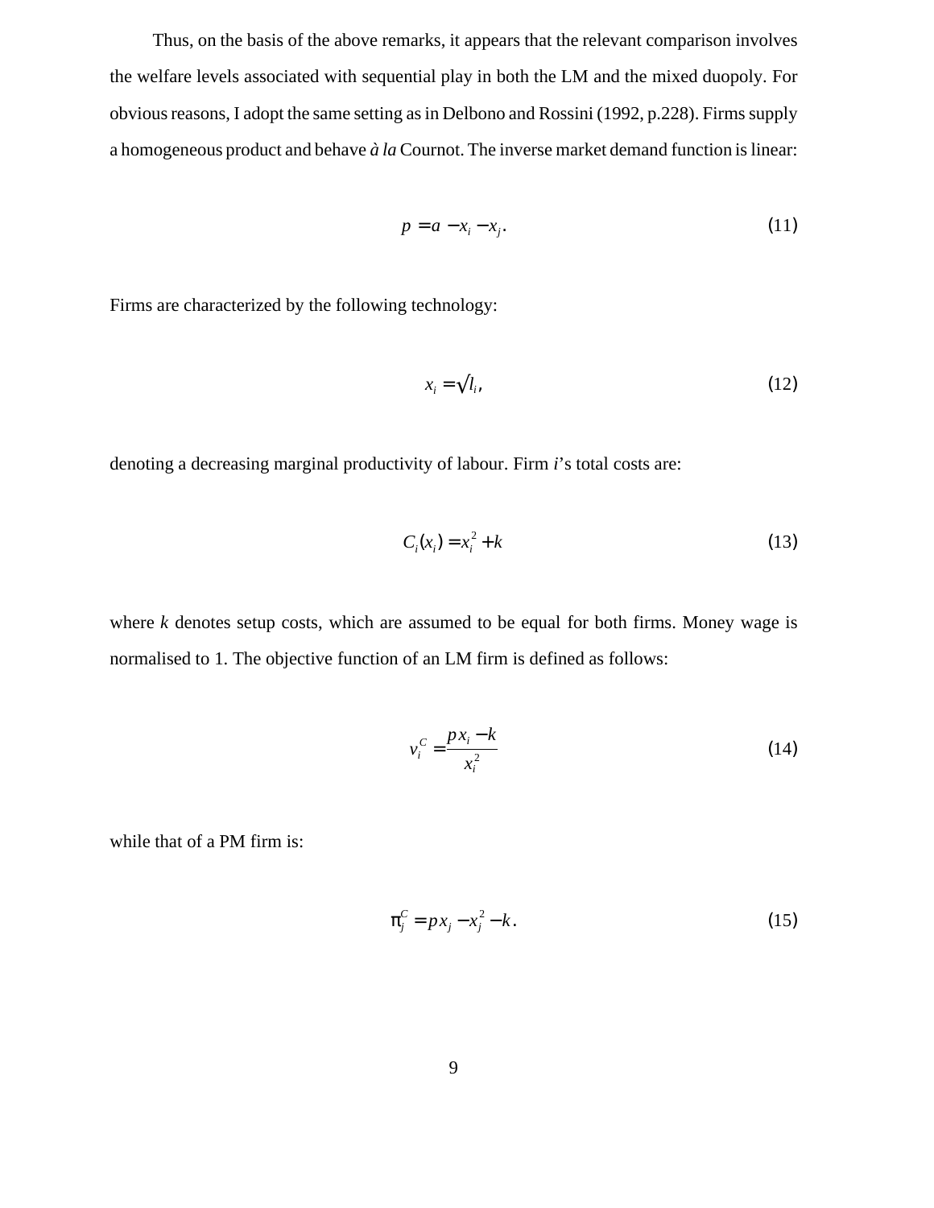Thus, on the basis of the above remarks, it appears that the relevant comparison involves the welfare levels associated with sequential play in both the LM and the mixed duopoly. For obvious reasons, I adopt the same setting as in Delbono and Rossini (1992, p.228). Firms supply a homogeneous product and behave *à la* Cournot. The inverse market demand function is linear:

$$p = a - x_i - x_j. \tag{11}$$

Firms are characterized by the following technology:

$$x_i = \sqrt{l_i}, \tag{12}$$

denoting a decreasing marginal productivity of labour. Firm *i*'s total costs are:

$$C_i(x_i) = x_i^2 + k \tag{13}$$

where $k$ denotes setup costs, which are assumed to be equal for both firms. Money wage is normalised to 1. The objective function of an LM firm is defined as follows:

$$v_i^C = \frac{p x_i - k}{x_i^2} \tag{14}$$

while that of a PM firm is:

$$\pi_j^C = p x_j - x_j^2 - k. \tag{15}$$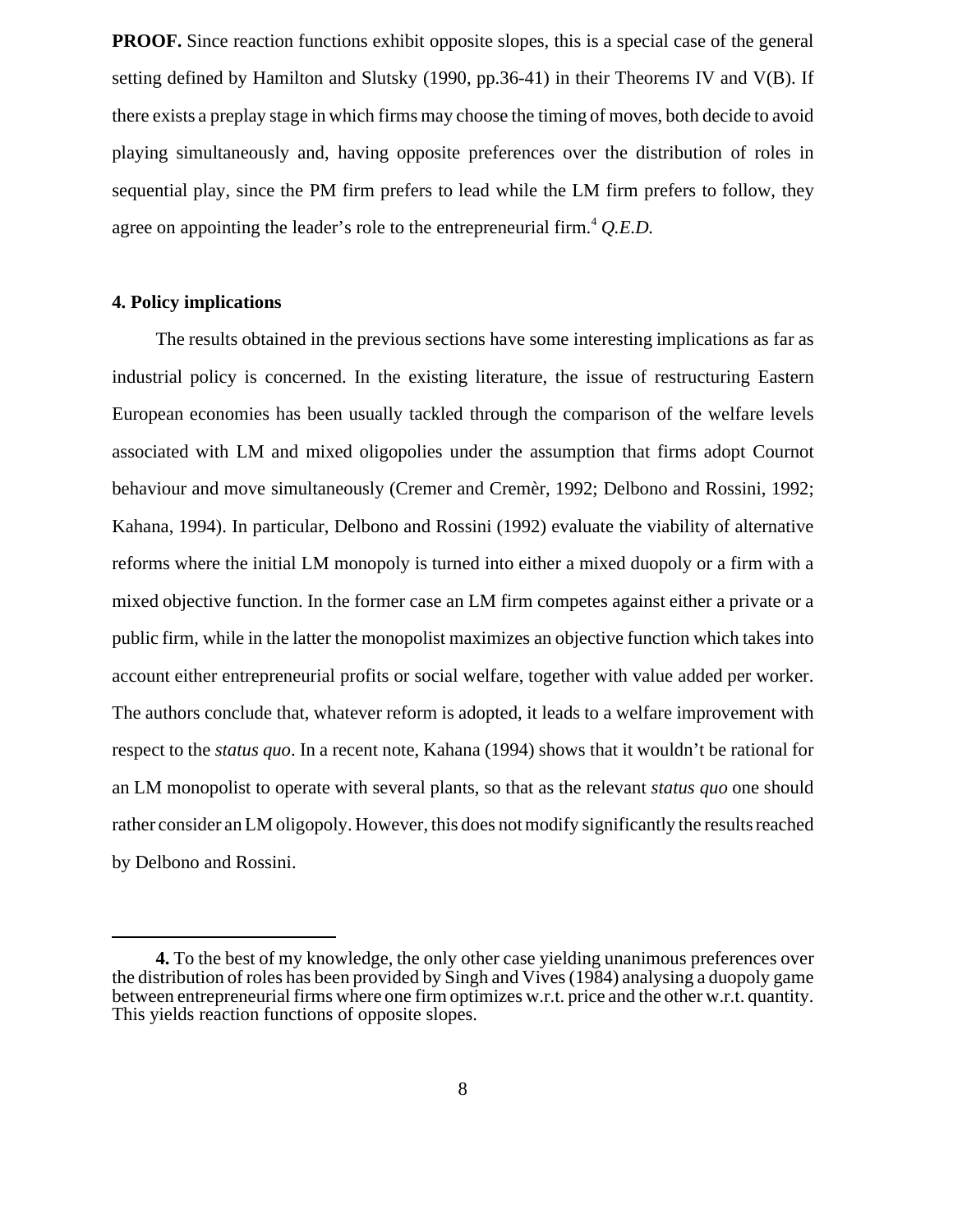**PROOF.** Since reaction functions exhibit opposite slopes, this is a special case of the general setting defined by Hamilton and Slutsky (1990, pp.36-41) in their Theorems IV and V(B). If there exists a preplay stage in which firms may choose the timing of moves, both decide to avoid playing simultaneously and, having opposite preferences over the distribution of roles in sequential play, since the PM firm prefers to lead while the LM firm prefers to follow, they agree on appointing the leader's role to the entrepreneurial firm.[4] *Q.E.D.*

## 4. Policy implications

The results obtained in the previous sections have some interesting implications as far as industrial policy is concerned. In the existing literature, the issue of restructuring Eastern European economies has been usually tackled through the comparison of the welfare levels associated with LM and mixed oligopolies under the assumption that firms adopt Cournot behaviour and move simultaneously (Cremer and Cremèr, 1992; Delbono and Rossini, 1992; Kahana, 1994). In particular, Delbono and Rossini (1992) evaluate the viability of alternative reforms where the initial LM monopoly is turned into either a mixed duopoly or a firm with a mixed objective function. In the former case an LM firm competes against either a private or a public firm, while in the latter the monopolist maximizes an objective function which takes into account either entrepreneurial profits or social welfare, together with value added per worker. The authors conclude that, whatever reform is adopted, it leads to a welfare improvement with respect to the *status quo*. In a recent note, Kahana (1994) shows that it wouldn't be rational for an LM monopolist to operate with several plants, so that as the relevant *status quo* one should rather consider an LM oligopoly. However, this does not modify significantly the results reached by Delbono and Rossini.

---

**4.** To the best of my knowledge, the only other case yielding unanimous preferences over the distribution of roles has been provided by Singh and Vives (1984) analysing a duopoly game between entrepreneurial firms where one firm optimizes w.r.t. price and the other w.r.t. quantity. This yields reaction functions of opposite slopes.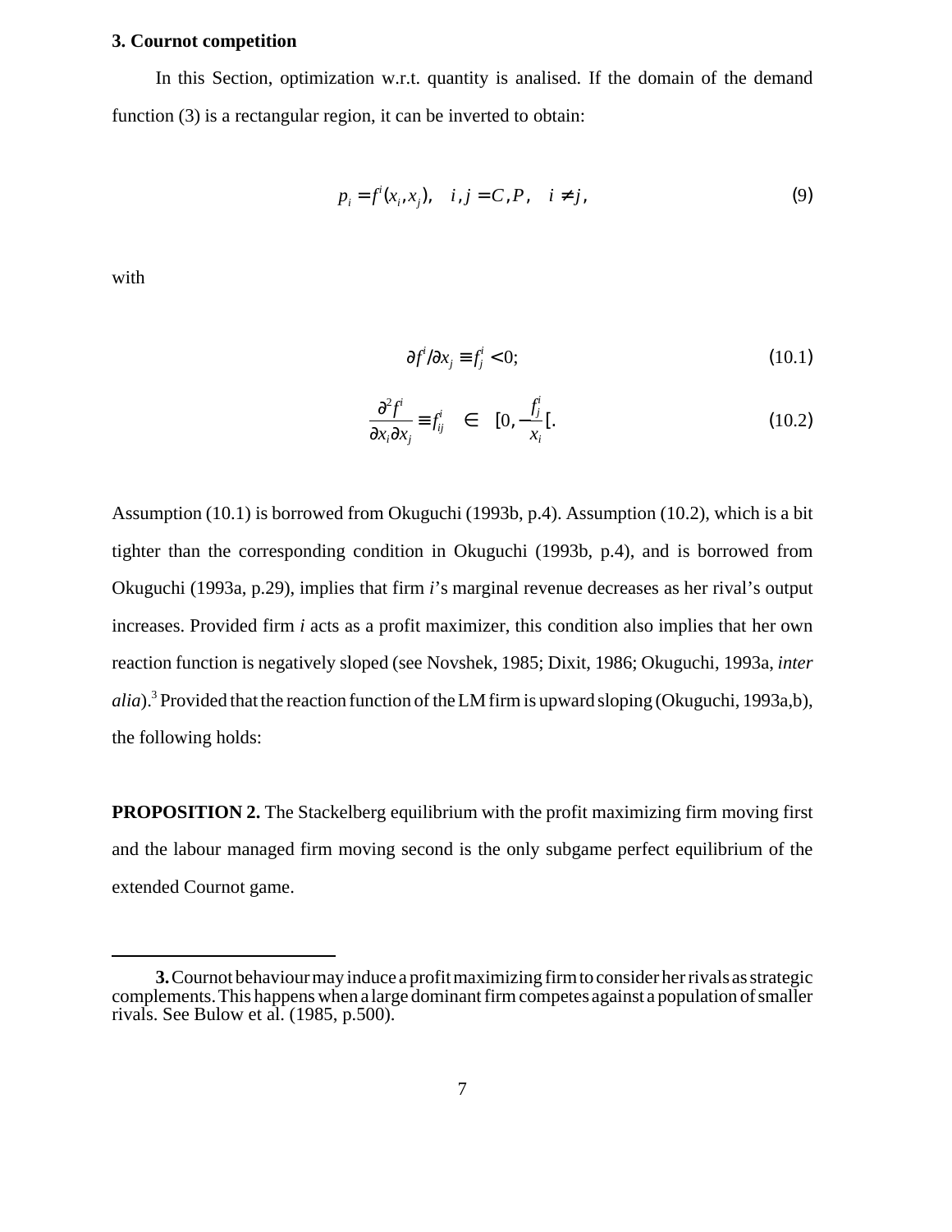### 3. Cournot competition

In this Section, optimization w.r.t. quantity is analised. If the domain of the demand function (3) is a rectangular region, it can be inverted to obtain:

$$p_i = f^i(x_i, x_j), \quad i, j = C, P, \quad i \neq j, \tag{9}$$

with

$$\partial f^i / \partial x_j \equiv f^i_j < 0; \tag{10.1}$$

$$\frac{\partial^2 f^i}{\partial x_i \partial x_j} \equiv f^i_{ij} \quad \in \quad [0, -\frac{f^i_j}{x_i}[. \tag{10.2}$$

Assumption (10.1) is borrowed from Okuguchi (1993b, p.4). Assumption (10.2), which is a bit tighter than the corresponding condition in Okuguchi (1993b, p.4), and is borrowed from Okuguchi (1993a, p.29), implies that firm *i*'s marginal revenue decreases as her rival's output increases. Provided firm *i* acts as a profit maximizer, this condition also implies that her own reaction function is negatively sloped (see Novshek, 1985; Dixit, 1986; Okuguchi, 1993a, *inter alia*).[3] Provided that the reaction function of the LM firm is upward sloping (Okuguchi, 1993a,b), the following holds:

**PROPOSITION 2.** The Stackelberg equilibrium with the profit maximizing firm moving first and the labour managed firm moving second is the only subgame perfect equilibrium of the extended Cournot game.

---

**3.** Cournot behaviour may induce a profit maximizing firm to consider her rivals as strategic complements. This happens when a large dominant firm competes against a population of smaller rivals. See Bulow et al. (1985, p.500).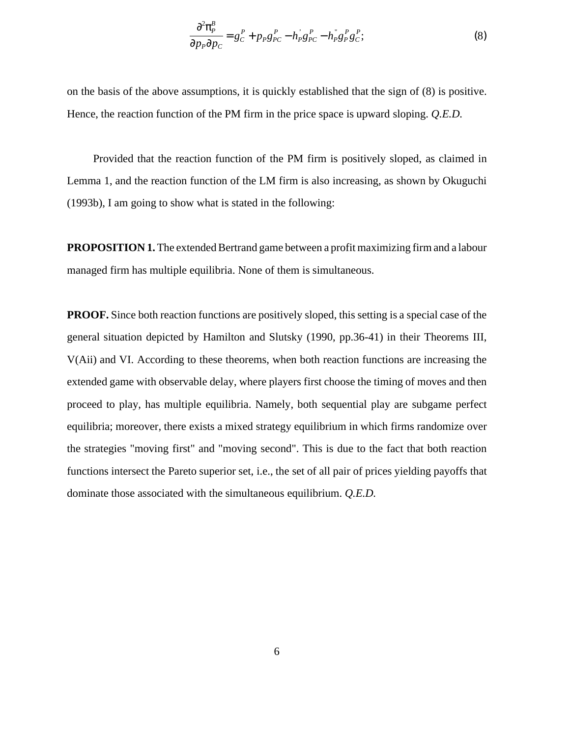$$\frac{\partial^2 \pi_P^B}{\partial p_P \partial p_C} = g_C^P + p_P g_{PC}^P - h_P^{'} g_{PC}^P - h_P^{"} g_P^P g_C^P; \tag{8}$$

on the basis of the above assumptions, it is quickly established that the sign of (8) is positive. Hence, the reaction function of the PM firm in the price space is upward sloping. *Q.E.D.*

Provided that the reaction function of the PM firm is positively sloped, as claimed in Lemma 1, and the reaction function of the LM firm is also increasing, as shown by Okuguchi (1993b), I am going to show what is stated in the following:

**PROPOSITION 1.** The extended Bertrand game between a profit maximizing firm and a labour managed firm has multiple equilibria. None of them is simultaneous.

**PROOF.** Since both reaction functions are positively sloped, this setting is a special case of the general situation depicted by Hamilton and Slutsky (1990, pp.36-41) in their Theorems III, V(Aii) and VI. According to these theorems, when both reaction functions are increasing the extended game with observable delay, where players first choose the timing of moves and then proceed to play, has multiple equilibria. Namely, both sequential play are subgame perfect equilibria; moreover, there exists a mixed strategy equilibrium in which firms randomize over the strategies "moving first" and "moving second". This is due to the fact that both reaction functions intersect the Pareto superior set, i.e., the set of all pair of prices yielding payoffs that dominate those associated with the simultaneous equilibrium. *Q.E.D.*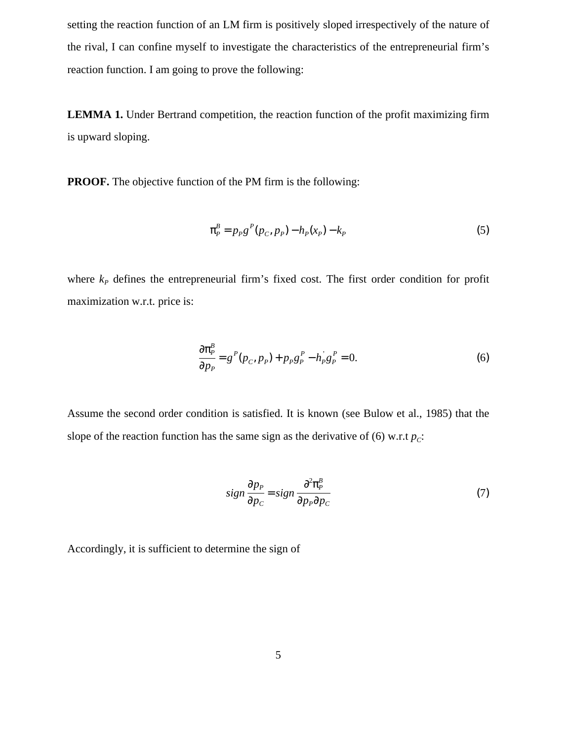setting the reaction function of an LM firm is positively sloped irrespectively of the nature of the rival, I can confine myself to investigate the characteristics of the entrepreneurial firm's reaction function. I am going to prove the following:

**LEMMA 1.** Under Bertrand competition, the reaction function of the profit maximizing firm is upward sloping.

**PROOF.** The objective function of the PM firm is the following:

$$\pi_P^B = p_P g^P(p_C, p_P) - h_P(x_P) - k_P \tag{5}$$

where $k_P$ defines the entrepreneurial firm's fixed cost. The first order condition for profit maximization w.r.t. price is:

$$\frac{\partial \pi_P^B}{\partial p_P} = g^P(p_C, p_P) + p_P g_P^P - h_P' g_P^P = 0. \tag{6}$$

Assume the second order condition is satisfied. It is known (see Bulow et al., 1985) that the slope of the reaction function has the same sign as the derivative of (6) w.r.t $p_C$:

$$sign\, \frac{\partial p_P}{\partial p_C} = sign\, \frac{\partial^2 \pi_P^B}{\partial p_P \partial p_C} \tag{7}$$

Accordingly, it is sufficient to determine the sign of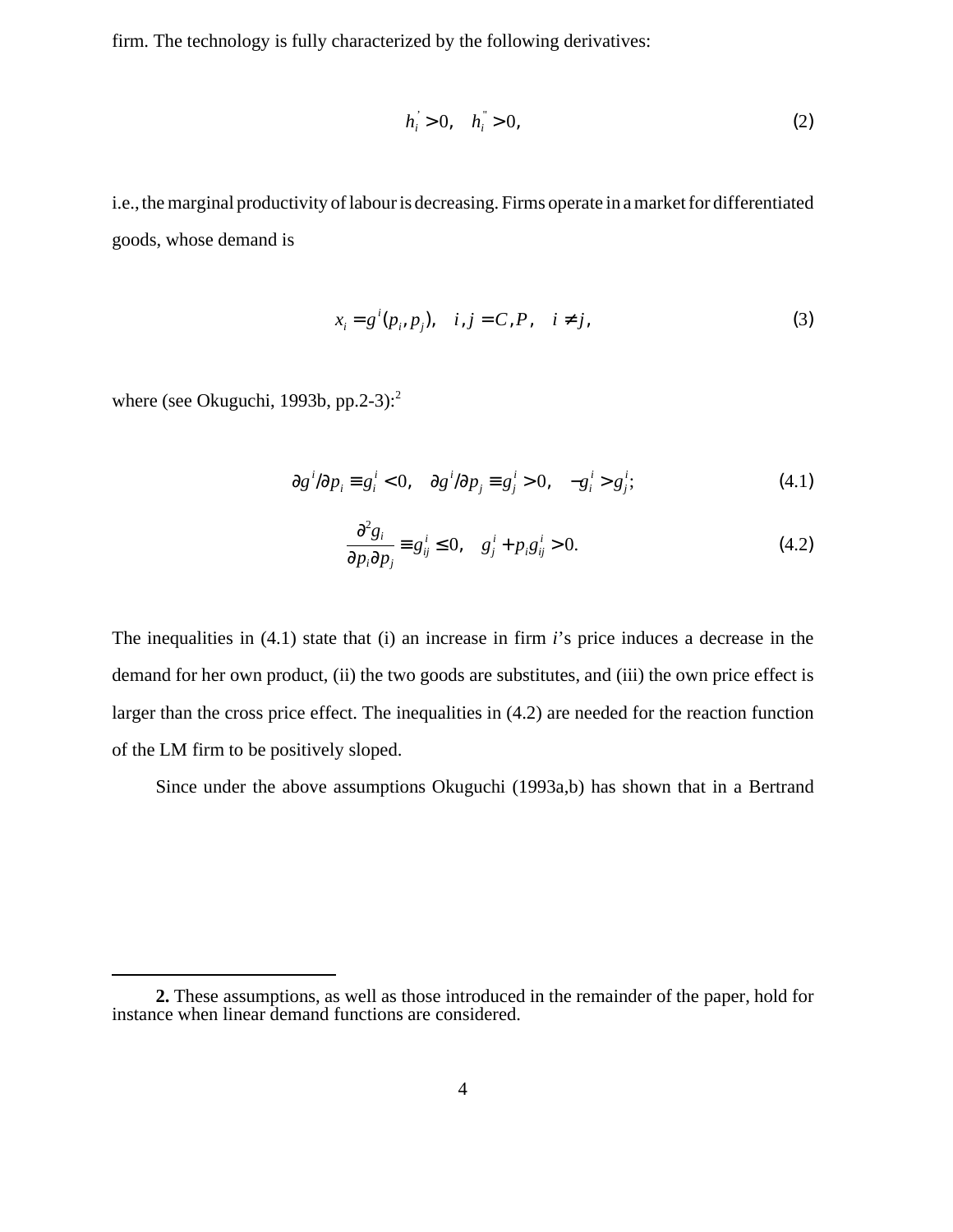firm. The technology is fully characterized by the following derivatives:

$$h_i^{'} > 0, \quad h_i^{''} > 0, \tag{2}$$

i.e., the marginal productivity of labour is decreasing. Firms operate in a market for differentiated goods, whose demand is

$$x_i = g^i(p_i, p_j), \quad i, j = C, P, \quad i \neq j, \tag{3}$$

where (see Okuguchi, 1993b, pp.2-3):[2]

$$\partial g^i / \partial p_i \equiv g_i^i < 0, \quad \partial g^i / \partial p_j \equiv g_j^i > 0, \quad -g_i^i > g_j^i; \tag{4.1}$$

$$\frac{\partial^2 g_i}{\partial p_i \partial p_j} \equiv g_{ij}^i \leq 0, \quad g_j^i + p_i g_{ij}^i > 0. \tag{4.2}$$

The inequalities in (4.1) state that (i) an increase in firm *i*'s price induces a decrease in the demand for her own product, (ii) the two goods are substitutes, and (iii) the own price effect is larger than the cross price effect. The inequalities in (4.2) are needed for the reaction function of the LM firm to be positively sloped.

Since under the above assumptions Okuguchi (1993a,b) has shown that in a Bertrand

---

**2.** These assumptions, as well as those introduced in the remainder of the paper, hold for instance when linear demand functions are considered.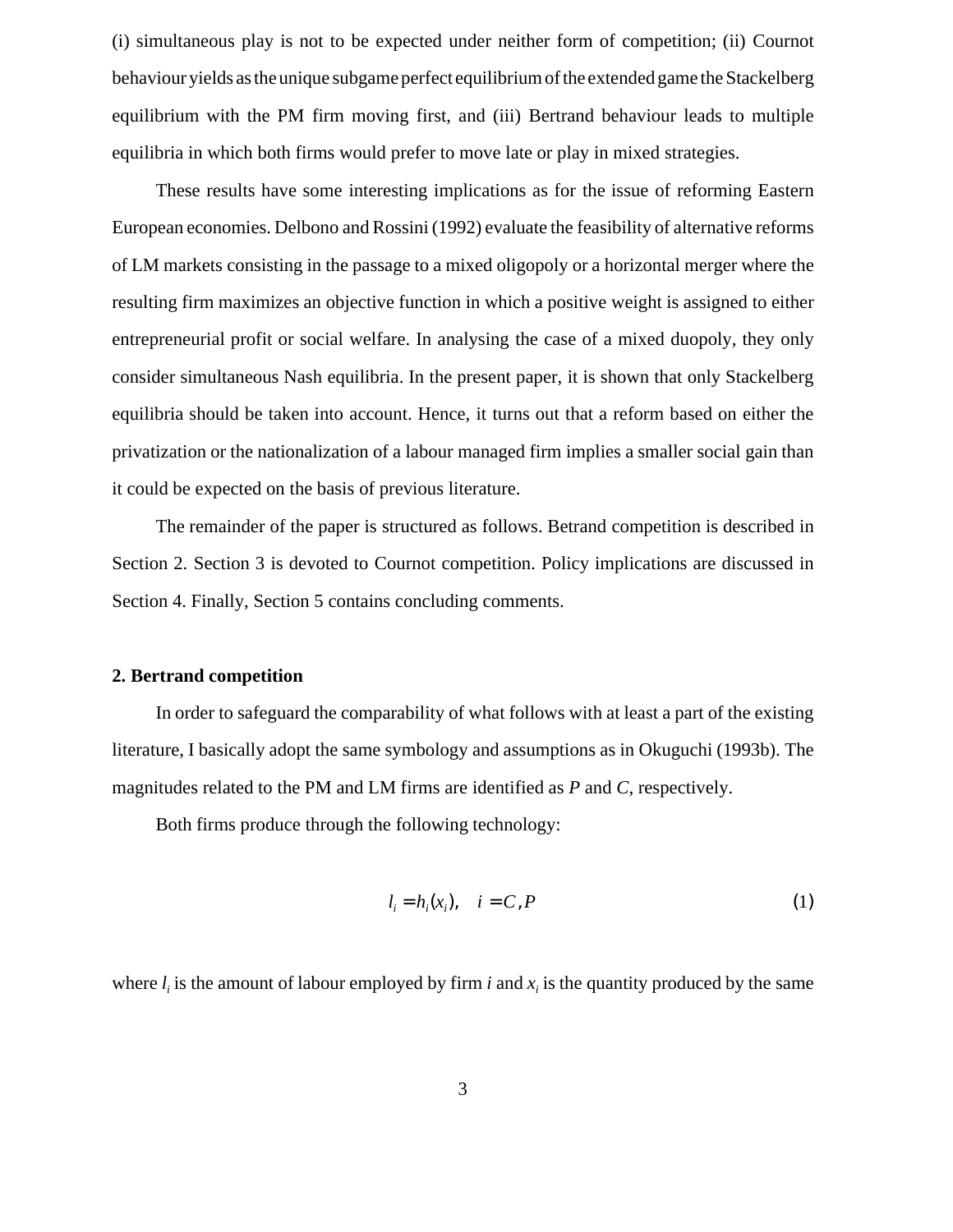(i) simultaneous play is not to be expected under neither form of competition; (ii) Cournot behaviour yields as the unique subgame perfect equilibrium of the extended game the Stackelberg equilibrium with the PM firm moving first, and (iii) Bertrand behaviour leads to multiple equilibria in which both firms would prefer to move late or play in mixed strategies.

These results have some interesting implications as for the issue of reforming Eastern European economies. Delbono and Rossini (1992) evaluate the feasibility of alternative reforms of LM markets consisting in the passage to a mixed oligopoly or a horizontal merger where the resulting firm maximizes an objective function in which a positive weight is assigned to either entrepreneurial profit or social welfare. In analysing the case of a mixed duopoly, they only consider simultaneous Nash equilibria. In the present paper, it is shown that only Stackelberg equilibria should be taken into account. Hence, it turns out that a reform based on either the privatization or the nationalization of a labour managed firm implies a smaller social gain than it could be expected on the basis of previous literature.

The remainder of the paper is structured as follows. Betrand competition is described in Section 2. Section 3 is devoted to Cournot competition. Policy implications are discussed in Section 4. Finally, Section 5 contains concluding comments.

## 2. Bertrand competition

In order to safeguard the comparability of what follows with at least a part of the existing literature, I basically adopt the same symbology and assumptions as in Okuguchi (1993b). The magnitudes related to the PM and LM firms are identified as *P* and *C*, respectively.

Both firms produce through the following technology:

$$l_i = h_i(x_i), \quad i = C, P \tag{1}$$

where $l_i$ is the amount of labour employed by firm *i* and $x_i$ is the quantity produced by the same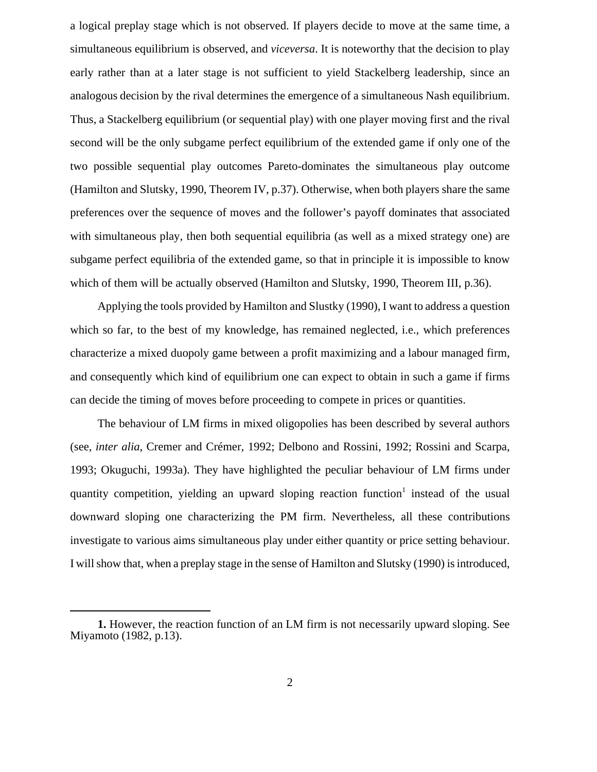a logical preplay stage which is not observed. If players decide to move at the same time, a simultaneous equilibrium is observed, and *viceversa*. It is noteworthy that the decision to play early rather than at a later stage is not sufficient to yield Stackelberg leadership, since an analogous decision by the rival determines the emergence of a simultaneous Nash equilibrium. Thus, a Stackelberg equilibrium (or sequential play) with one player moving first and the rival second will be the only subgame perfect equilibrium of the extended game if only one of the two possible sequential play outcomes Pareto-dominates the simultaneous play outcome (Hamilton and Slutsky, 1990, Theorem IV, p.37). Otherwise, when both players share the same preferences over the sequence of moves and the follower's payoff dominates that associated with simultaneous play, then both sequential equilibria (as well as a mixed strategy one) are subgame perfect equilibria of the extended game, so that in principle it is impossible to know which of them will be actually observed (Hamilton and Slutsky, 1990, Theorem III, p.36).

Applying the tools provided by Hamilton and Slustky (1990), I want to address a question which so far, to the best of my knowledge, has remained neglected, i.e., which preferences characterize a mixed duopoly game between a profit maximizing and a labour managed firm, and consequently which kind of equilibrium one can expect to obtain in such a game if firms can decide the timing of moves before proceeding to compete in prices or quantities.

The behaviour of LM firms in mixed oligopolies has been described by several authors (see, *inter alia*, Cremer and Crémer, 1992; Delbono and Rossini, 1992; Rossini and Scarpa, 1993; Okuguchi, 1993a). They have highlighted the peculiar behaviour of LM firms under quantity competition, yielding an upward sloping reaction function[1] instead of the usual downward sloping one characterizing the PM firm. Nevertheless, all these contributions investigate to various aims simultaneous play under either quantity or price setting behaviour. I will show that, when a preplay stage in the sense of Hamilton and Slutsky (1990) is introduced,

**1.** However, the reaction function of an LM firm is not necessarily upward sloping. See Miyamoto (1982, p.13).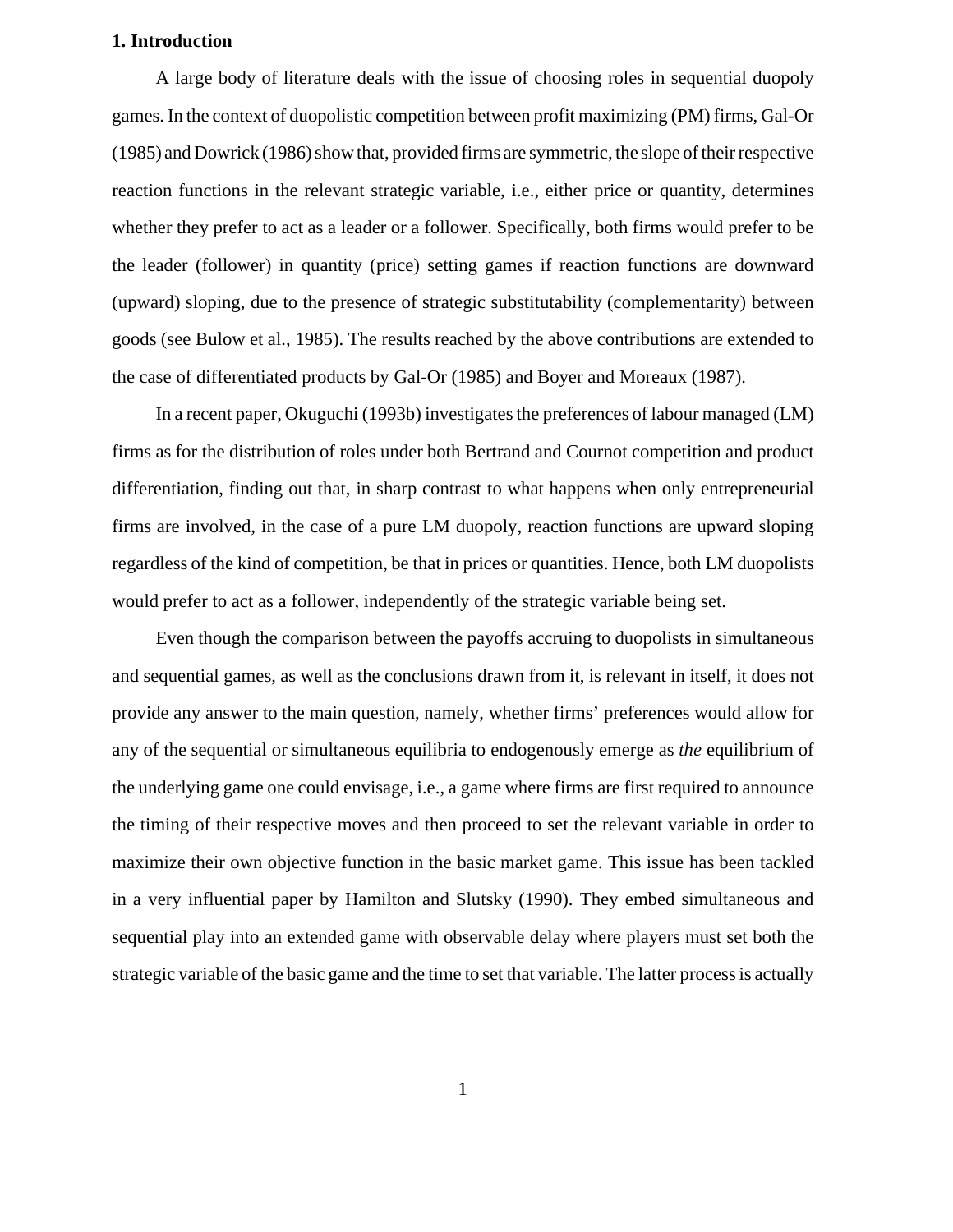## 1. Introduction

A large body of literature deals with the issue of choosing roles in sequential duopoly games. In the context of duopolistic competition between profit maximizing (PM) firms, Gal-Or (1985) and Dowrick (1986) show that, provided firms are symmetric, the slope of their respective reaction functions in the relevant strategic variable, i.e., either price or quantity, determines whether they prefer to act as a leader or a follower. Specifically, both firms would prefer to be the leader (follower) in quantity (price) setting games if reaction functions are downward (upward) sloping, due to the presence of strategic substitutability (complementarity) between goods (see Bulow et al., 1985). The results reached by the above contributions are extended to the case of differentiated products by Gal-Or (1985) and Boyer and Moreaux (1987).

In a recent paper, Okuguchi (1993b) investigates the preferences of labour managed (LM) firms as for the distribution of roles under both Bertrand and Cournot competition and product differentiation, finding out that, in sharp contrast to what happens when only entrepreneurial firms are involved, in the case of a pure LM duopoly, reaction functions are upward sloping regardless of the kind of competition, be that in prices or quantities. Hence, both LM duopolists would prefer to act as a follower, independently of the strategic variable being set.

Even though the comparison between the payoffs accruing to duopolists in simultaneous and sequential games, as well as the conclusions drawn from it, is relevant in itself, it does not provide any answer to the main question, namely, whether firms' preferences would allow for any of the sequential or simultaneous equilibria to endogenously emerge as *the* equilibrium of the underlying game one could envisage, i.e., a game where firms are first required to announce the timing of their respective moves and then proceed to set the relevant variable in order to maximize their own objective function in the basic market game. This issue has been tackled in a very influential paper by Hamilton and Slutsky (1990). They embed simultaneous and sequential play into an extended game with observable delay where players must set both the strategic variable of the basic game and the time to set that variable. The latter process is actually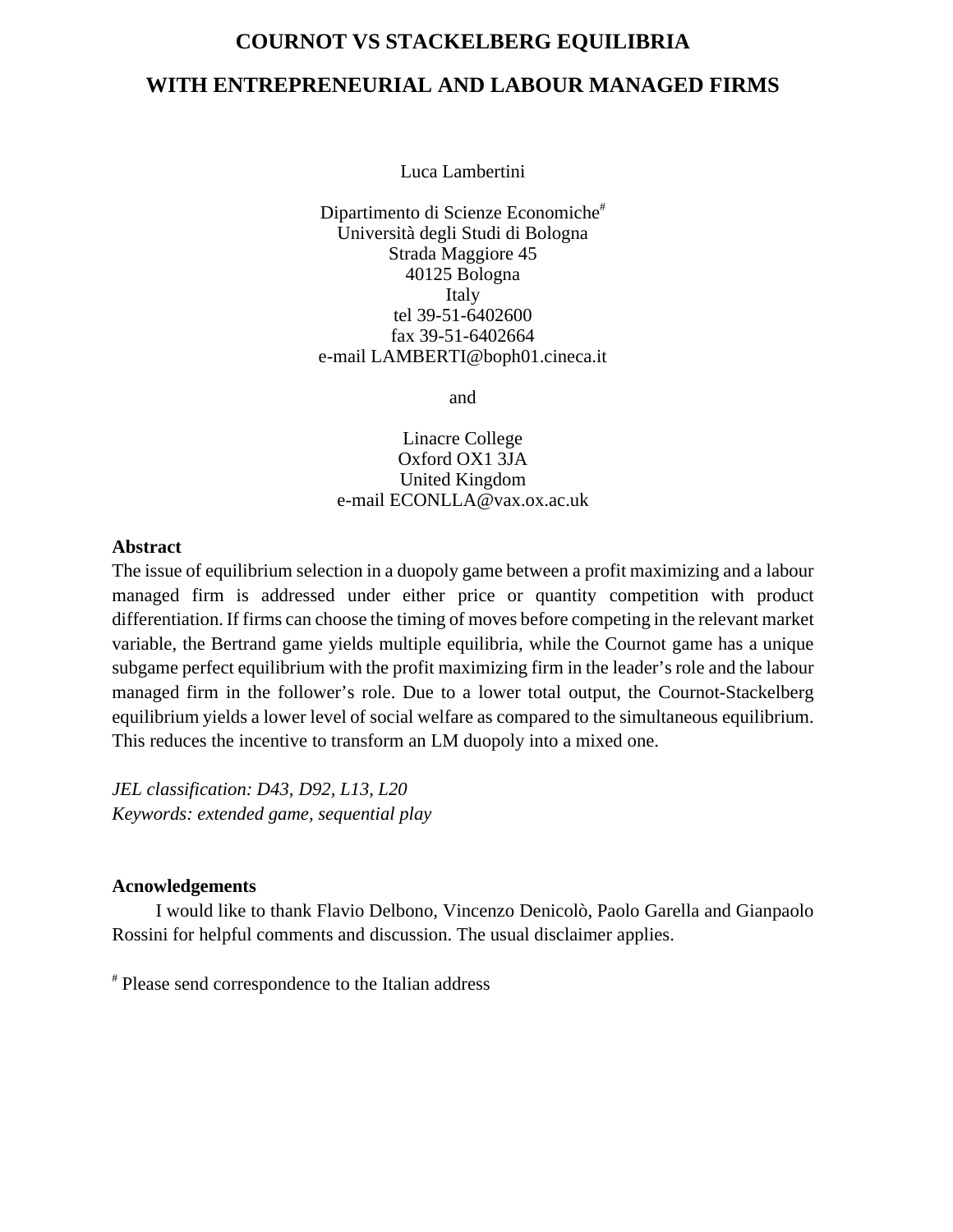# COURNOT VS STACKELBERG EQUILIBRIA

# WITH ENTREPRENEURIAL AND LABOUR MANAGED FIRMS

Luca Lambertini

Dipartimento di Scienze Economiche[#]
Università degli Studi di Bologna
Strada Maggiore 45
40125 Bologna
Italy
tel 39-51-6402600
fax 39-51-6402664
e-mail LAMBERTI@boph01.cineca.it

and

Linacre College
Oxford OX1 3JA
United Kingdom
e-mail ECONLLA@vax.ox.ac.uk

**Abstract**

The issue of equilibrium selection in a duopoly game between a profit maximizing and a labour managed firm is addressed under either price or quantity competition with product differentiation. If firms can choose the timing of moves before competing in the relevant market variable, the Bertrand game yields multiple equilibria, while the Cournot game has a unique subgame perfect equilibrium with the profit maximizing firm in the leader's role and the labour managed firm in the follower's role. Due to a lower total output, the Cournot-Stackelberg equilibrium yields a lower level of social welfare as compared to the simultaneous equilibrium. This reduces the incentive to transform an LM duopoly into a mixed one.

*JEL classification: D43, D92, L13, L20*
*Keywords: extended game, sequential play*

**Acnowledgements**

I would like to thank Flavio Delbono, Vincenzo Denicolò, Paolo Garella and Gianpaolo Rossini for helpful comments and discussion. The usual disclaimer applies.

[#] Please send correspondence to the Italian address